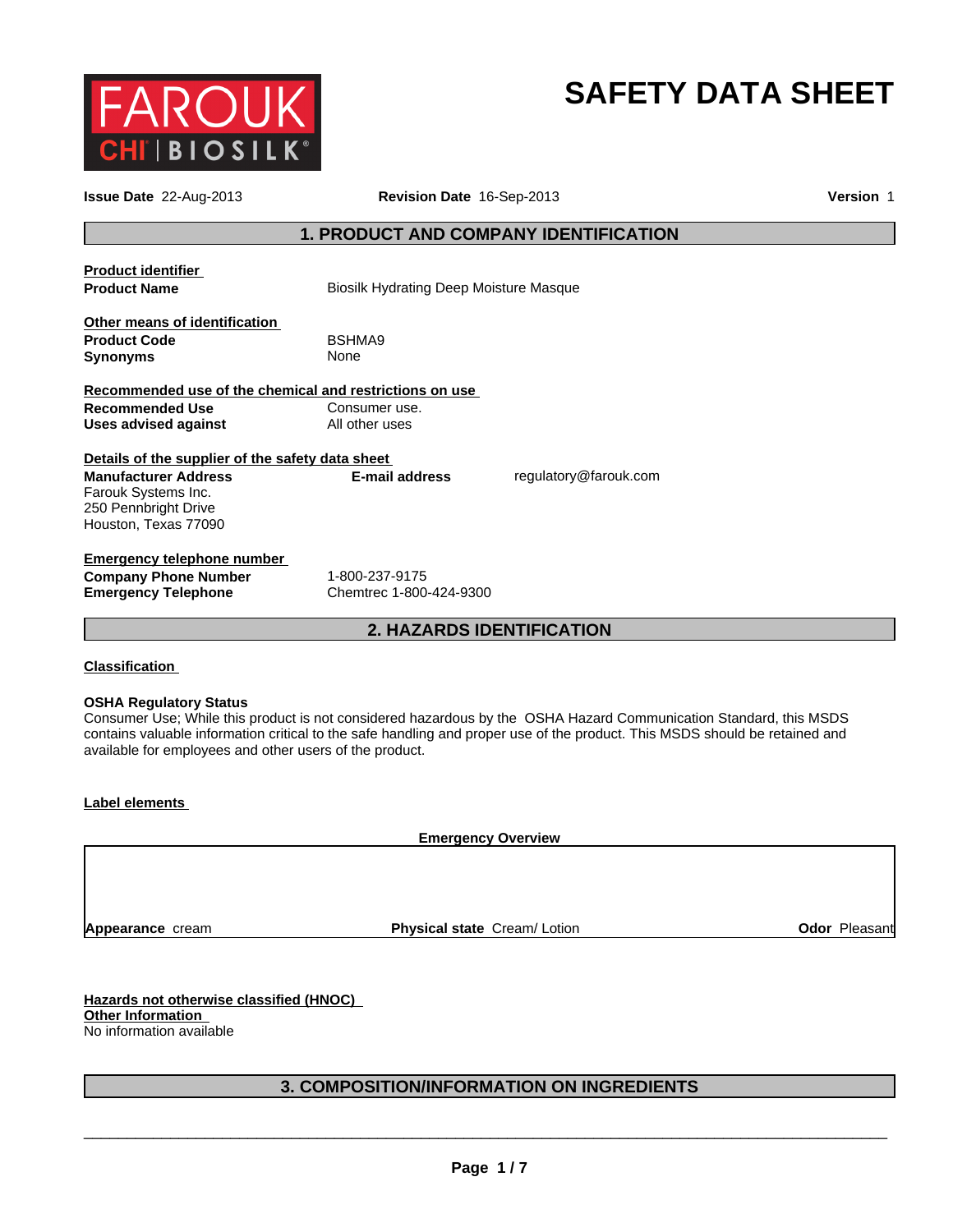FAROUK CHI | BIOSILK®

# SAFETY DATA SHEET

**Issue Date** 22-Aug-2013 **Revision Date** 16-Sep-2013 **Version** 1

## 1. PRODUCT AND COMPANY IDENTIFICATION

**Product identifier**

**Product Name** Biosilk Hydrating Deep Moisture Masque

**Other means of identification**

**Product Code** BSHMA9

**Synonyms** None

**Recommended use of the chemical and restrictions on use**

**Recommended Use** Consumer use.

**Uses advised against** All other uses

**Details of the supplier of the safety data sheet**

**Manufacturer Address**
Farouk Systems Inc.
250 Pennbright Drive
Houston, Texas 77090

**E-mail address** regulatory@farouk.com

**Emergency telephone number**

**Company Phone Number** 1-800-237-9175

**Emergency Telephone** Chemtrec 1-800-424-9300

## 2. HAZARDS IDENTIFICATION

**Classification**

**OSHA Regulatory Status**
Consumer Use; While this product is not considered hazardous by the OSHA Hazard Communication Standard, this MSDS contains valuable information critical to the safe handling and proper use of the product. This MSDS should be retained and available for employees and other users of the product.

**Label elements**

**Emergency Overview**

**Appearance** cream **Physical state** Cream/ Lotion **Odor** Pleasant

**Hazards not otherwise classified (HNOC)**

**Other Information**

No information available

## 3. COMPOSITION/INFORMATION ON INGREDIENTS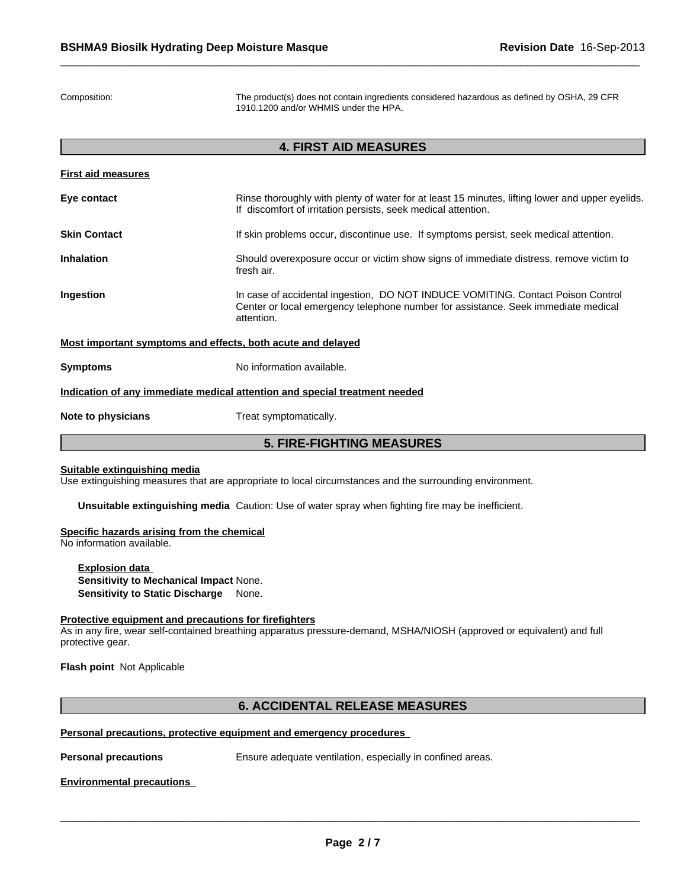Composition: The product(s) does not contain ingredients considered hazardous as defined by OSHA, 29 CFR 1910.1200 and/or WHMIS under the HPA.

## 4. FIRST AID MEASURES

**First aid measures**

**Eye contact** Rinse thoroughly with plenty of water for at least 15 minutes, lifting lower and upper eyelids. If discomfort of irritation persists, seek medical attention.

**Skin Contact** If skin problems occur, discontinue use. If symptoms persist, seek medical attention.

**Inhalation** Should overexposure occur or victim show signs of immediate distress, remove victim to fresh air.

**Ingestion** In case of accidental ingestion, DO NOT INDUCE VOMITING. Contact Poison Control Center or local emergency telephone number for assistance. Seek immediate medical attention.

**Most important symptoms and effects, both acute and delayed**

**Symptoms** No information available.

**Indication of any immediate medical attention and special treatment needed**

**Note to physicians** Treat symptomatically.

## 5. FIRE-FIGHTING MEASURES

**Suitable extinguishing media**
Use extinguishing measures that are appropriate to local circumstances and the surrounding environment.

**Unsuitable extinguishing media** Caution: Use of water spray when fighting fire may be inefficient.

**Specific hazards arising from the chemical**
No information available.

**Explosion data**
**Sensitivity to Mechanical Impact** None.
**Sensitivity to Static Discharge** None.

**Protective equipment and precautions for firefighters**
As in any fire, wear self-contained breathing apparatus pressure-demand, MSHA/NIOSH (approved or equivalent) and full protective gear.

**Flash point** Not Applicable

## 6. ACCIDENTAL RELEASE MEASURES

**Personal precautions, protective equipment and emergency procedures**

**Personal precautions** Ensure adequate ventilation, especially in confined areas.

**Environmental precautions**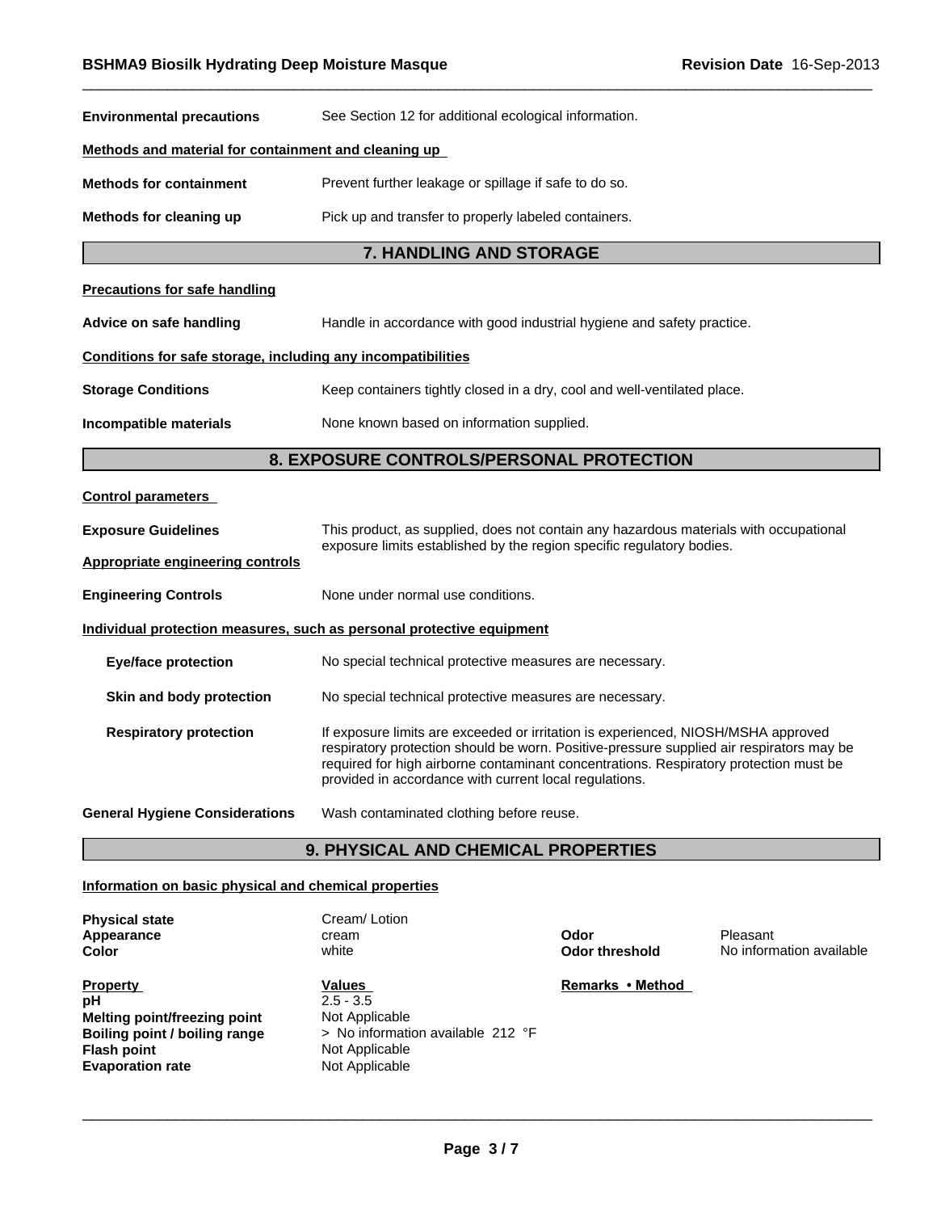**Environmental precautions** See Section 12 for additional ecological information.

**Methods and material for containment and cleaning up**

**Methods for containment** Prevent further leakage or spillage if safe to do so.

**Methods for cleaning up** Pick up and transfer to properly labeled containers.

## 7. HANDLING AND STORAGE

**Precautions for safe handling**

**Advice on safe handling** Handle in accordance with good industrial hygiene and safety practice.

**Conditions for safe storage, including any incompatibilities**

**Storage Conditions** Keep containers tightly closed in a dry, cool and well-ventilated place.

**Incompatible materials** None known based on information supplied.

## 8. EXPOSURE CONTROLS/PERSONAL PROTECTION

**Control parameters**

**Exposure Guidelines** This product, as supplied, does not contain any hazardous materials with occupational exposure limits established by the region specific regulatory bodies.

**Appropriate engineering controls**

**Engineering Controls** None under normal use conditions.

**Individual protection measures, such as personal protective equipment**

**Eye/face protection** No special technical protective measures are necessary.

**Skin and body protection** No special technical protective measures are necessary.

**Respiratory protection** If exposure limits are exceeded or irritation is experienced, NIOSH/MSHA approved respiratory protection should be worn. Positive-pressure supplied air respirators may be required for high airborne contaminant concentrations. Respiratory protection must be provided in accordance with current local regulations.

**General Hygiene Considerations** Wash contaminated clothing before reuse.

## 9. PHYSICAL AND CHEMICAL PROPERTIES

**Information on basic physical and chemical properties**

**Physical state** Cream/ Lotion
**Appearance** cream
**Color** white
**Odor** Pleasant
**Odor threshold** No information available

| Property | Values | Remarks • Method |
|---|---|---|
| pH | 2.5 - 3.5 | |
| Melting point/freezing point | Not Applicable | |
| Boiling point / boiling range | > No information available 212 °F | |
| Flash point | Not Applicable | |
| Evaporation rate | Not Applicable | |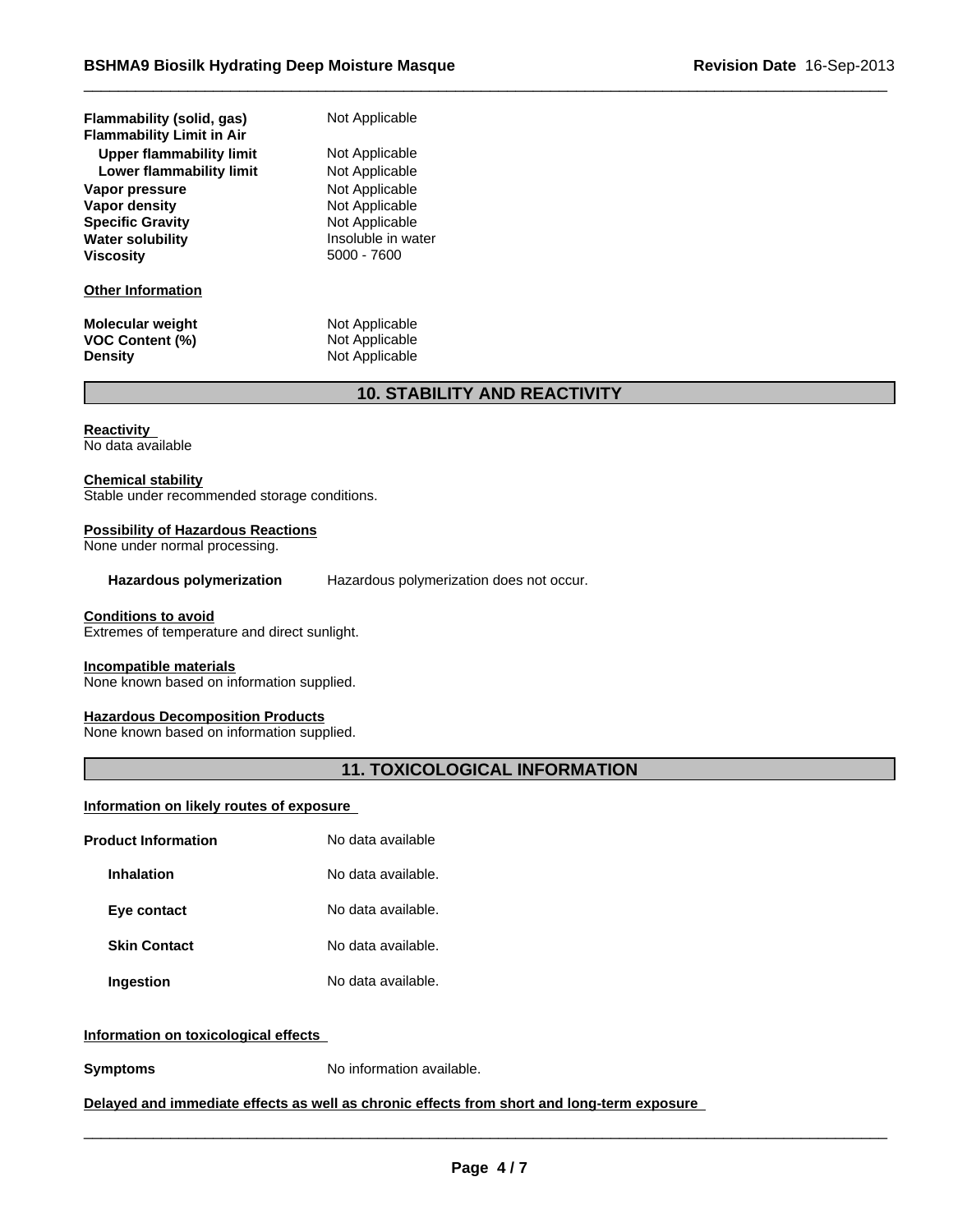| | |
|---|---|
| **Flammability (solid, gas)** | Not Applicable |
| **Flammability Limit in Air** | |
| **Upper flammability limit** | Not Applicable |
| **Lower flammability limit** | Not Applicable |
| **Vapor pressure** | Not Applicable |
| **Vapor density** | Not Applicable |
| **Specific Gravity** | Not Applicable |
| **Water solubility** | Insoluble in water |
| **Viscosity** | 5000 - 7600 |

**Other Information**

| | |
|---|---|
| **Molecular weight** | Not Applicable |
| **VOC Content (%)** | Not Applicable |
| **Density** | Not Applicable |

## 10. STABILITY AND REACTIVITY

**Reactivity**
No data available

**Chemical stability**
Stable under recommended storage conditions.

**Possibility of Hazardous Reactions**
None under normal processing.

**Hazardous polymerization** Hazardous polymerization does not occur.

**Conditions to avoid**
Extremes of temperature and direct sunlight.

**Incompatible materials**
None known based on information supplied.

**Hazardous Decomposition Products**
None known based on information supplied.

## 11. TOXICOLOGICAL INFORMATION

**Information on likely routes of exposure**

| | |
|---|---|
| **Product Information** | No data available |
| **Inhalation** | No data available. |
| **Eye contact** | No data available. |
| **Skin Contact** | No data available. |
| **Ingestion** | No data available. |

**Information on toxicological effects**

**Symptoms** No information available.

**Delayed and immediate effects as well as chronic effects from short and long-term exposure**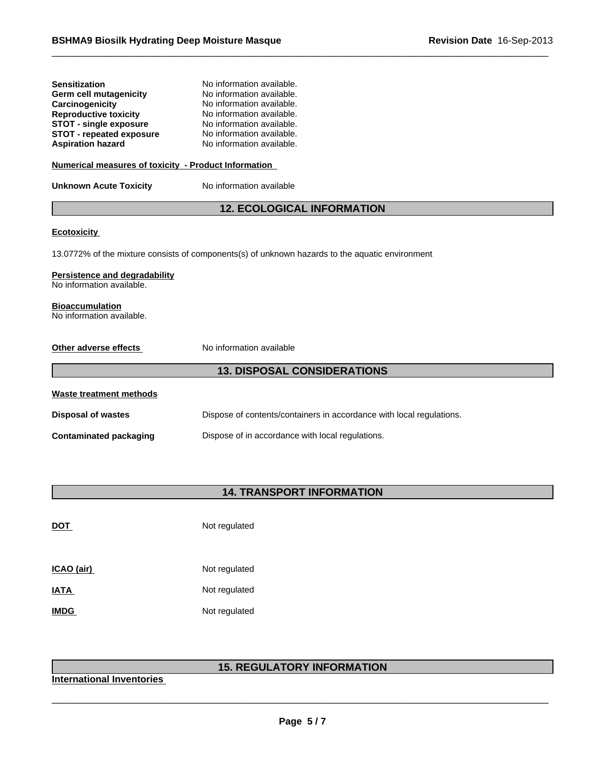| | |
|---|---|
| **Sensitization** | No information available. |
| **Germ cell mutagenicity** | No information available. |
| **Carcinogenicity** | No information available. |
| **Reproductive toxicity** | No information available. |
| **STOT - single exposure** | No information available. |
| **STOT - repeated exposure** | No information available. |
| **Aspiration hazard** | No information available. |

**Numerical measures of toxicity - Product Information**

**Unknown Acute Toxicity** No information available

## 12. ECOLOGICAL INFORMATION

**Ecotoxicity**

13.0772% of the mixture consists of components(s) of unknown hazards to the aquatic environment

**Persistence and degradability**
No information available.

**Bioaccumulation**
No information available.

**Other adverse effects** No information available

## 13. DISPOSAL CONSIDERATIONS

**Waste treatment methods**

| | |
|---|---|
| **Disposal of wastes** | Dispose of contents/containers in accordance with local regulations. |
| **Contaminated packaging** | Dispose of in accordance with local regulations. |

## 14. TRANSPORT INFORMATION

| | |
|---|---|
| **DOT** | Not regulated |
| **ICAO (air)** | Not regulated |
| **IATA** | Not regulated |
| **IMDG** | Not regulated |

## 15. REGULATORY INFORMATION

**International Inventories**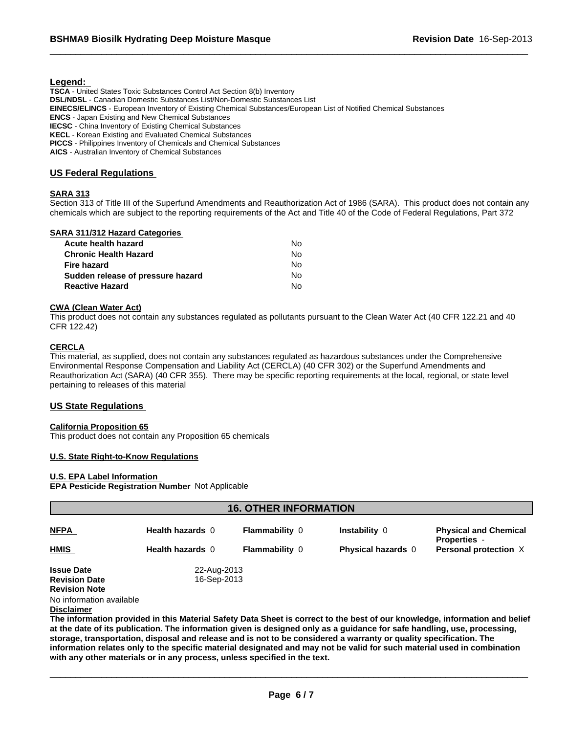**Legend:**

**TSCA** - United States Toxic Substances Control Act Section 8(b) Inventory
**DSL/NDSL** - Canadian Domestic Substances List/Non-Domestic Substances List
**EINECS/ELINCS** - European Inventory of Existing Chemical Substances/European List of Notified Chemical Substances
**ENCS** - Japan Existing and New Chemical Substances
**IECSC** - China Inventory of Existing Chemical Substances
**KECL** - Korean Existing and Evaluated Chemical Substances
**PICCS** - Philippines Inventory of Chemicals and Chemical Substances
**AICS** - Australian Inventory of Chemical Substances

## US Federal Regulations

### SARA 313

Section 313 of Title III of the Superfund Amendments and Reauthorization Act of 1986 (SARA). This product does not contain any chemicals which are subject to the reporting requirements of the Act and Title 40 of the Code of Federal Regulations, Part 372

### SARA 311/312 Hazard Categories

| | |
|---|---|
| **Acute health hazard** | No |
| **Chronic Health Hazard** | No |
| **Fire hazard** | No |
| **Sudden release of pressure hazard** | No |
| **Reactive Hazard** | No |

### CWA (Clean Water Act)

This product does not contain any substances regulated as pollutants pursuant to the Clean Water Act (40 CFR 122.21 and 40 CFR 122.42)

### CERCLA

This material, as supplied, does not contain any substances regulated as hazardous substances under the Comprehensive Environmental Response Compensation and Liability Act (CERCLA) (40 CFR 302) or the Superfund Amendments and Reauthorization Act (SARA) (40 CFR 355). There may be specific reporting requirements at the local, regional, or state level pertaining to releases of this material

## US State Regulations

### California Proposition 65

This product does not contain any Proposition 65 chemicals

### U.S. State Right-to-Know Regulations

### U.S. EPA Label Information

**EPA Pesticide Registration Number** Not Applicable

## 16. OTHER INFORMATION

| | | | | |
|---|---|---|---|---|
| **NFPA** | **Health hazards** 0 | **Flammability** 0 | **Instability** 0 | **Physical and Chemical Properties** - |
| **HMIS** | **Health hazards** 0 | **Flammability** 0 | **Physical hazards** 0 | **Personal protection** X |

**Issue Date** 22-Aug-2013
**Revision Date** 16-Sep-2013
**Revision Note**
No information available

**Disclaimer**

**The information provided in this Material Safety Data Sheet is correct to the best of our knowledge, information and belief at the date of its publication. The information given is designed only as a guidance for safe handling, use, processing, storage, transportation, disposal and release and is not to be considered a warranty or quality specification. The information relates only to the specific material designated and may not be valid for such material used in combination with any other materials or in any process, unless specified in the text.**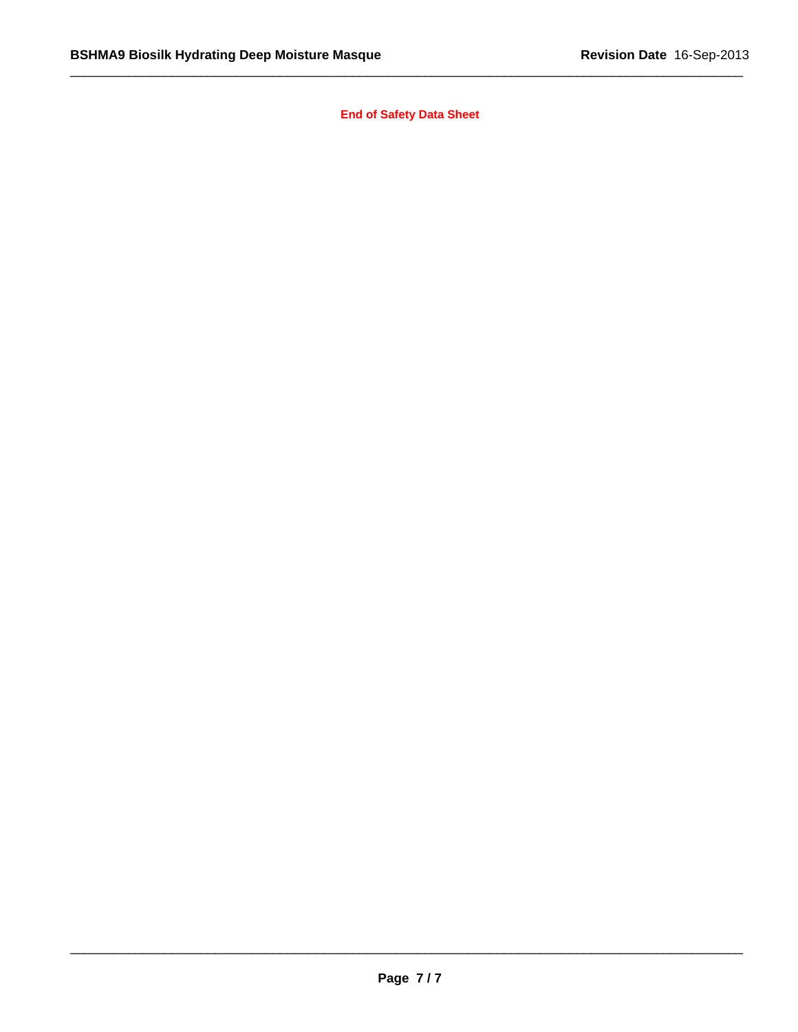**End of Safety Data Sheet**